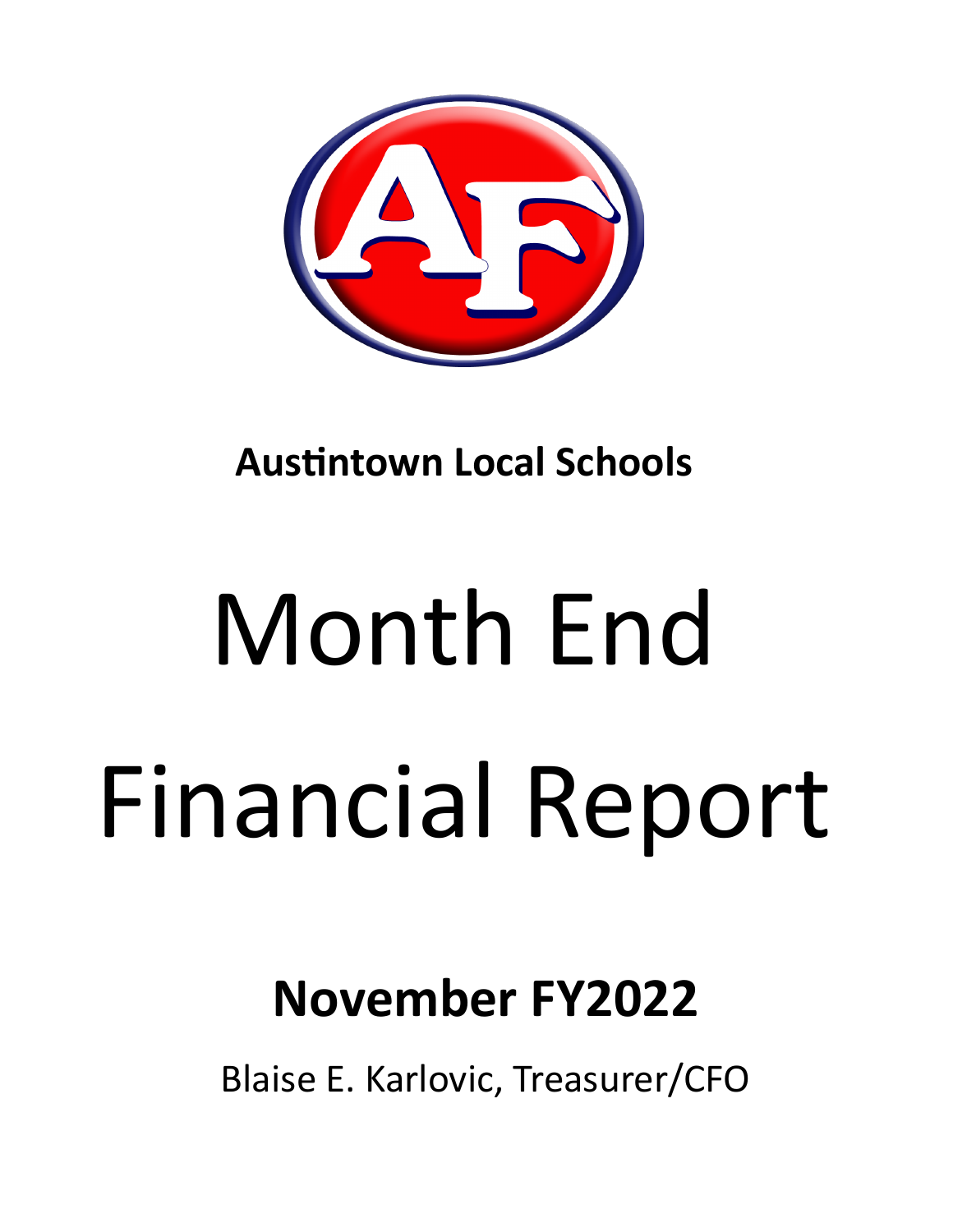**Austintown Local Schools**

# Month End Financial Report

## November FY2022

Blaise E. Karlovic, Treasurer/CFO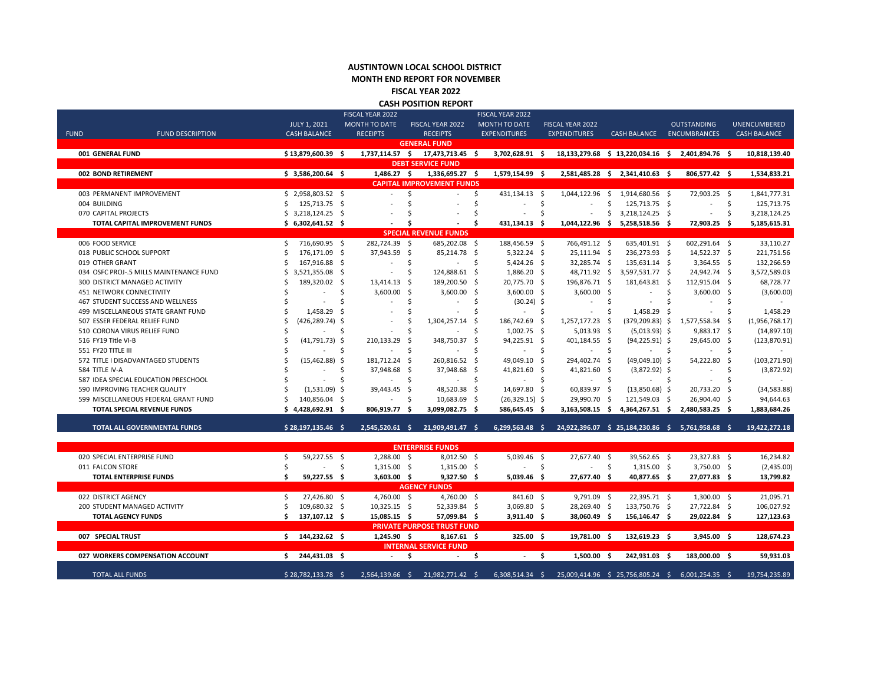# AUSTINTOWN LOCAL SCHOOL DISTRICT

## MONTH END REPORT FOR NOVEMBER

## FISCAL YEAR 2022

## CASH POSITION REPORT

| FUND | FUND DESCRIPTION | JULY 1, 2021 CASH BALANCE | FISCAL YEAR 2022 MONTH TO DATE RECEIPTS | FISCAL YEAR 2022 RECEIPTS | FISCAL YEAR 2022 MONTH TO DATE EXPENDITURES | FISCAL YEAR 2022 EXPENDITURES | CASH BALANCE | OUTSTANDING ENCUMBRANCES | UNENCUMBERED CASH BALANCE |
|---|---|---|---|---|---|---|---|---|---|
| | | | | **GENERAL FUND** | | | | | |
| **001** | **GENERAL FUND** | **$ 13,879,600.39** | **$ 1,737,114.57** | **$ 17,473,713.45** | **$ 3,702,628.91** | **$ 18,133,279.68** | **$ 13,220,034.16** | **$ 2,401,894.76** | **$ 10,818,139.40** |
| | | | | **DEBT SERVICE FUND** | | | | | |
| **002** | **BOND RETIREMENT** | **$ 3,586,200.64** | **$ 1,486.27** | **$ 1,336,695.27** | **$ 1,579,154.99** | **$ 2,581,485.28** | **$ 2,341,410.63** | **$ 806,577.42** | **$ 1,534,833.21** |
| | | | | **CAPITAL IMPROVEMENT FUNDS** | | | | | |
| 003 | PERMANENT IMPROVEMENT | $ 2,958,803.52 | $ - | $ - | $ 431,134.13 | $ 1,044,122.96 | $ 1,914,680.56 | $ 72,903.25 | $ 1,841,777.31 |
| 004 | BUILDING | $ 125,713.75 | $ - | $ - | $ - | $ - | $ 125,713.75 | $ - | $ 125,713.75 |
| 070 | CAPITAL PROJECTS | $ 3,218,124.25 | $ - | $ - | $ - | $ - | $ 3,218,124.25 | $ - | $ 3,218,124.25 |
| | **TOTAL CAPITAL IMPROVEMENT FUNDS** | **$ 6,302,641.52** | **$ -** | **$ -** | **$ 431,134.13** | **$ 1,044,122.96** | **$ 5,258,518.56** | **$ 72,903.25** | **$ 5,185,615.31** |
| | | | | **SPECIAL REVENUE FUNDS** | | | | | |
| 006 | FOOD SERVICE | $ 716,690.95 | $ 282,724.39 | $ 685,202.08 | $ 188,456.59 | $ 766,491.12 | $ 635,401.91 | $ 602,291.64 | $ 33,110.27 |
| 018 | PUBLIC SCHOOL SUPPORT | $ 176,171.09 | $ 37,943.59 | $ 85,214.78 | $ 5,322.24 | $ 25,111.94 | $ 236,273.93 | $ 14,522.37 | $ 221,751.56 |
| 019 | OTHER GRANT | $ 167,916.88 | $ - | $ - | $ 5,424.26 | $ 32,285.74 | $ 135,631.14 | $ 3,364.55 | $ 132,266.59 |
| 034 | OSFC PROJ-.5 MILLS MAINTENANCE FUND | $ 3,521,355.08 | $ - | $ 124,888.61 | $ 1,886.20 | $ 48,711.92 | $ 3,597,531.77 | $ 24,942.74 | $ 3,572,589.03 |
| 300 | DISTRICT MANAGED ACTIVITY | $ 189,320.02 | $ 13,414.13 | $ 189,200.50 | $ 20,775.70 | $ 196,876.71 | $ 181,643.81 | $ 112,915.04 | $ 68,728.77 |
| 451 | NETWORK CONNECTIVITY | $ - | $ 3,600.00 | $ 3,600.00 | $ 3,600.00 | $ 3,600.00 | $ - | $ 3,600.00 | $ (3,600.00) |
| 467 | STUDENT SUCCESS AND WELLNESS | $ - | $ - | $ - | $ (30.24) | $ - | $ - | $ - | $ - |
| 499 | MISCELLANEOUS STATE GRANT FUND | $ 1,458.29 | $ - | $ - | $ - | $ - | $ 1,458.29 | $ - | $ 1,458.29 |
| 507 | ESSER FEDERAL RELIEF FUND | $ (426,289.74) | $ - | $ 1,304,257.14 | $ 186,742.69 | $ 1,257,177.23 | $ (379,209.83) | $ 1,577,558.34 | $ (1,956,768.17) |
| 510 | CORONA VIRUS RELIEF FUND | $ - | $ - | $ - | $ 1,002.75 | $ 5,013.93 | $ (5,013.93) | $ 9,883.17 | $ (14,897.10) |
| 516 | FY19 Title VI-B | $ (41,791.73) | $ 210,133.29 | $ 348,750.37 | $ 94,225.91 | $ 401,184.55 | $ (94,225.91) | $ 29,645.00 | $ (123,870.91) |
| 551 | FY20 TITLE III | $ - | $ - | $ - | $ - | $ - | $ - | $ - | $ - |
| 572 | TITLE I DISADVANTAGED STUDENTS | $ (15,462.88) | $ 181,712.24 | $ 260,816.52 | $ 49,049.10 | $ 294,402.74 | $ (49,049.10) | $ 54,222.80 | $ (103,271.90) |
| 584 | TITLE IV-A | $ - | $ 37,948.68 | $ 37,948.68 | $ 41,821.60 | $ 41,821.60 | $ (3,872.92) | $ - | $ (3,872.92) |
| 587 | IDEA SPECIAL EDUCATION PRESCHOOL | $ - | $ - | $ - | $ - | $ - | $ - | $ - | $ - |
| 590 | IMPROVING TEACHER QUALITY | $ (1,531.09) | $ 39,443.45 | $ 48,520.38 | $ 14,697.80 | $ 60,839.97 | $ (13,850.68) | $ 20,733.20 | $ (34,583.88) |
| 599 | MISCELLANEOUS FEDERAL GRANT FUND | $ 140,856.04 | $ - | $ 10,683.69 | $ (26,329.15) | $ 29,990.70 | $ 121,549.03 | $ 26,904.40 | $ 94,644.63 |
| | **TOTAL SPECIAL REVENUE FUNDS** | **$ 4,428,692.91** | **$ 806,919.77** | **$ 3,099,082.75** | **$ 586,645.45** | **$ 3,163,508.15** | **$ 4,364,267.51** | **$ 2,480,583.25** | **$ 1,883,684.26** |
| | **TOTAL ALL GOVERNMENTAL FUNDS** | **$ 28,197,135.46** | **$ 2,545,520.61** | **$ 21,909,491.47** | **$ 6,299,563.48** | **$ 24,922,396.07** | **$ 25,184,230.86** | **$ 5,761,958.68** | **$ 19,422,272.18** |
| | | | | **ENTERPRISE FUNDS** | | | | | |
| 020 | SPECIAL ENTERPRISE FUND | $ 59,227.55 | $ 2,288.00 | $ 8,012.50 | $ 5,039.46 | $ 27,677.40 | $ 39,562.65 | $ 23,327.83 | $ 16,234.82 |
| 011 | FALCON STORE | $ - | $ 1,315.00 | $ 1,315.00 | $ - | $ - | $ 1,315.00 | $ 3,750.00 | $ (2,435.00) |
| | **TOTAL ENTERPRISE FUNDS** | **$ 59,227.55** | **$ 3,603.00** | **$ 9,327.50** | **$ 5,039.46** | **$ 27,677.40** | **$ 40,877.65** | **$ 27,077.83** | **$ 13,799.82** |
| | | | | **AGENCY FUNDS** | | | | | |
| 022 | DISTRICT AGENCY | $ 27,426.80 | $ 4,760.00 | $ 4,760.00 | $ 841.60 | $ 9,791.09 | $ 22,395.71 | $ 1,300.00 | $ 21,095.71 |
| 200 | STUDENT MANAGED ACTIVITY | $ 109,680.32 | $ 10,325.15 | $ 52,339.84 | $ 3,069.80 | $ 28,269.40 | $ 133,750.76 | $ 27,722.84 | $ 106,027.92 |
| | **TOTAL AGENCY FUNDS** | **$ 137,107.12** | **$ 15,085.15** | **$ 57,099.84** | **$ 3,911.40** | **$ 38,060.49** | **$ 156,146.47** | **$ 29,022.84** | **$ 127,123.63** |
| | | | | **PRIVATE PURPOSE TRUST FUND** | | | | | |
| **007** | **SPECIAL TRUST** | **$ 144,232.62** | **$ 1,245.90** | **$ 8,167.61** | **$ 325.00** | **$ 19,781.00** | **$ 132,619.23** | **$ 3,945.00** | **$ 128,674.23** |
| | | | | **INTERNAL SERVICE FUND** | | | | | |
| **027** | **WORKERS COMPENSATION ACCOUNT** | **$ 244,431.03** | **$ -** | **$ -** | **$ -** | **$ 1,500.00** | **$ 242,931.03** | **$ 183,000.00** | **$ 59,931.03** |
| | TOTAL ALL FUNDS | $ 28,782,133.78 | $ 2,564,139.66 | $ 21,982,771.42 | $ 6,308,514.34 | $ 25,009,414.96 | $ 25,756,805.24 | $ 6,001,254.35 | $ 19,754,235.89 |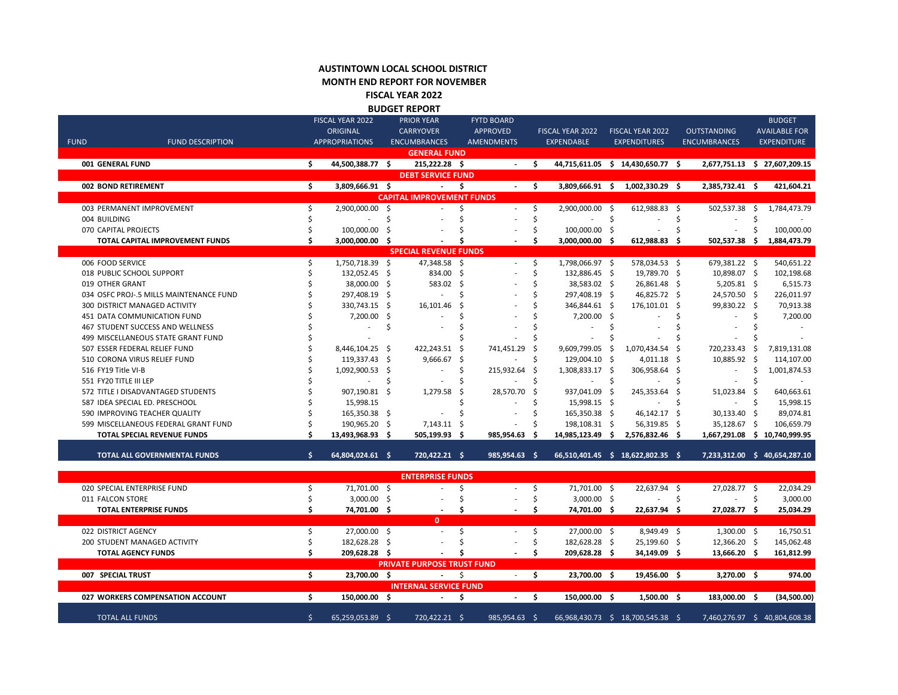# AUSTINTOWN LOCAL SCHOOL DISTRICT
## MONTH END REPORT FOR NOVEMBER
## FISCAL YEAR 2022
## BUDGET REPORT

| FUND | FUND DESCRIPTION | FISCAL YEAR 2022 ORIGINAL APPROPRIATIONS | PRIOR YEAR CARRYOVER ENCUMBRANCES | FYTD BOARD APPROVED AMENDMENTS | FISCAL YEAR 2022 EXPENDABLE | FISCAL YEAR 2022 EXPENDITURES | OUTSTANDING ENCUMBRANCES | BUDGET AVAILABLE FOR EXPENDITURE |
|---|---|---|---|---|---|---|---|---|
| | **GENERAL FUND** | | | | | | | |
| **001** | **GENERAL FUND** | **$ 44,500,388.77** | **$ 215,222.28** | **$ -** | **$ 44,715,611.05** | **$ 14,430,650.77** | **$ 2,677,751.13** | **$ 27,607,209.15** |
| | **DEBT SERVICE FUND** | | | | | | | |
| **002** | **BOND RETIREMENT** | **$ 3,809,666.91** | **$ -** | **$ -** | **$ 3,809,666.91** | **$ 1,002,330.29** | **$ 2,385,732.41** | **$ 421,604.21** |
| | **CAPITAL IMPROVEMENT FUNDS** | | | | | | | |
| 003 | PERMANENT IMPROVEMENT | $ 2,900,000.00 | $ - | $ - | $ 2,900,000.00 | $ 612,988.83 | $ 502,537.38 | $ 1,784,473.79 |
| 004 | BUILDING | $ - | $ - | $ - | $ - | $ - | $ - | $ - |
| 070 | CAPITAL PROJECTS | $ 100,000.00 | $ - | $ - | $ 100,000.00 | $ - | $ - | $ 100,000.00 |
| | **TOTAL CAPITAL IMPROVEMENT FUNDS** | **$ 3,000,000.00** | **$ -** | **$ -** | **$ 3,000,000.00** | **$ 612,988.83** | **$ 502,537.38** | **$ 1,884,473.79** |
| | **SPECIAL REVENUE FUNDS** | | | | | | | |
| 006 | FOOD SERVICE | $ 1,750,718.39 | $ 47,348.58 | $ - | $ 1,798,066.97 | $ 578,034.53 | $ 679,381.22 | $ 540,651.22 |
| 018 | PUBLIC SCHOOL SUPPORT | $ 132,052.45 | $ 834.00 | $ - | $ 132,886.45 | $ 19,789.70 | $ 10,898.07 | $ 102,198.68 |
| 019 | OTHER GRANT | $ 38,000.00 | $ 583.02 | $ - | $ 38,583.02 | $ 26,861.48 | $ 5,205.81 | $ 6,515.73 |
| 034 | OSFC PROJ-.5 MILLS MAINTENANCE FUND | $ 297,408.19 | $ - | $ - | $ 297,408.19 | $ 46,825.72 | $ 24,570.50 | $ 226,011.97 |
| 300 | DISTRICT MANAGED ACTIVITY | $ 330,743.15 | $ 16,101.46 | $ - | $ 346,844.61 | $ 176,101.01 | $ 99,830.22 | $ 70,913.38 |
| 451 | DATA COMMUNICATION FUND | $ 7,200.00 | $ - | $ - | $ 7,200.00 | $ - | $ - | $ 7,200.00 |
| 467 | STUDENT SUCCESS AND WELLNESS | $ - | $ - | $ - | $ - | $ - | $ - | $ - |
| 499 | MISCELLANEOUS STATE GRANT FUND | $ - | | $ - | $ - | $ - | $ - | $ - |
| 507 | ESSER FEDERAL RELIEF FUND | $ 8,446,104.25 | $ 422,243.51 | $ 741,451.29 | $ 9,609,799.05 | $ 1,070,434.54 | $ 720,233.43 | $ 7,819,131.08 |
| 510 | CORONA VIRUS RELIEF FUND | $ 119,337.43 | $ 9,666.67 | $ - | $ 129,004.10 | $ 4,011.18 | $ 10,885.92 | $ 114,107.00 |
| 516 | FY19 Title VI-B | $ 1,092,900.53 | $ - | $ 215,932.64 | $ 1,308,833.17 | $ 306,958.64 | $ - | $ 1,001,874.53 |
| 551 | FY20 TITLE III LEP | $ - | $ - | $ - | $ - | $ - | $ - | $ - |
| 572 | TITLE I DISADVANTAGED STUDENTS | $ 907,190.81 | $ 1,279.58 | $ 28,570.70 | $ 937,041.09 | $ 245,353.64 | $ 51,023.84 | $ 640,663.61 |
| 587 | IDEA SPECIAL ED. PRESCHOOL | $ 15,998.15 | | $ - | $ 15,998.15 | $ - | $ - | $ 15,998.15 |
| 590 | IMPROVING TEACHER QUALITY | $ 165,350.38 | $ - | $ - | $ 165,350.38 | $ 46,142.17 | $ 30,133.40 | $ 89,074.81 |
| 599 | MISCELLANEOUS FEDERAL GRANT FUND | $ 190,965.20 | $ 7,143.11 | $ - | $ 198,108.31 | $ 56,319.85 | $ 35,128.67 | $ 106,659.79 |
| | **TOTAL SPECIAL REVENUE FUNDS** | **$ 13,493,968.93** | **$ 505,199.93** | **$ 985,954.63** | **$ 14,985,123.49** | **$ 2,576,832.46** | **$ 1,667,291.08** | **$ 10,740,999.95** |
| | **TOTAL ALL GOVERNMENTAL FUNDS** | **$ 64,804,024.61** | **$ 720,422.21** | **$ 985,954.63** | **$ 66,510,401.45** | **$ 18,622,802.35** | **$ 7,233,312.00** | **$ 40,654,287.10** |
| | **ENTERPRISE FUNDS** | | | | | | | |
| 020 | SPECIAL ENTERPRISE FUND | $ 71,701.00 | $ - | $ - | $ 71,701.00 | $ 22,637.94 | $ 27,028.77 | $ 22,034.29 |
| 011 | FALCON STORE | $ 3,000.00 | $ - | $ - | $ 3,000.00 | $ - | $ - | $ 3,000.00 |
| | **TOTAL ENTERPRISE FUNDS** | **$ 74,701.00** | **$ -** | **$ -** | **$ 74,701.00** | **$ 22,637.94** | **$ 27,028.77** | **$ 25,034.29** |
| | **0** | | | | | | | |
| 022 | DISTRICT AGENCY | $ 27,000.00 | $ - | $ - | $ 27,000.00 | $ 8,949.49 | $ 1,300.00 | $ 16,750.51 |
| 200 | STUDENT MANAGED ACTIVITY | $ 182,628.28 | $ - | $ - | $ 182,628.28 | $ 25,199.60 | $ 12,366.20 | $ 145,062.48 |
| | **TOTAL AGENCY FUNDS** | **$ 209,628.28** | **$ -** | **$ -** | **$ 209,628.28** | **$ 34,149.09** | **$ 13,666.20** | **$ 161,812.99** |
| | **PRIVATE PURPOSE TRUST FUND** | | | | | | | |
| **007** | **SPECIAL TRUST** | **$ 23,700.00** | **$ -** | $ - | **$ 23,700.00** | **$ 19,456.00** | **$ 3,270.00** | **$ 974.00** |
| | **INTERNAL SERVICE FUND** | | | | | | | |
| **027** | **WORKERS COMPENSATION ACCOUNT** | **$ 150,000.00** | **$ -** | **$ -** | **$ 150,000.00** | **$ 1,500.00** | **$ 183,000.00** | **$ (34,500.00)** |
| | TOTAL ALL FUNDS | $ 65,259,053.89 | $ 720,422.21 | $ 985,954.63 | $ 66,968,430.73 | $ 18,700,545.38 | $ 7,460,276.97 | $ 40,804,608.38 |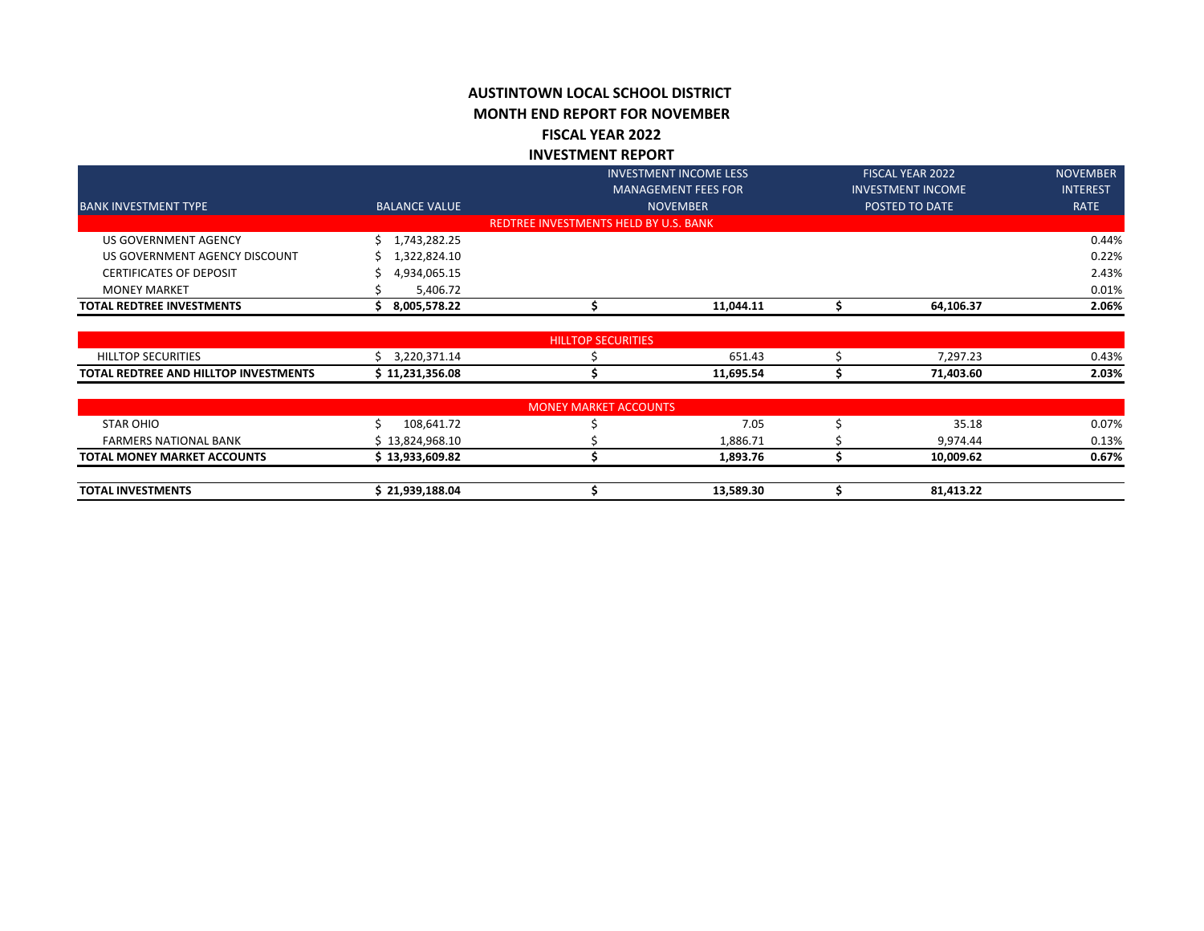# AUSTINTOWN LOCAL SCHOOL DISTRICT
## MONTH END REPORT FOR NOVEMBER
## FISCAL YEAR 2022
## INVESTMENT REPORT

| BANK INVESTMENT TYPE | BALANCE VALUE | INVESTMENT INCOME LESS MANAGEMENT FEES FOR NOVEMBER | FISCAL YEAR 2022 INVESTMENT INCOME POSTED TO DATE | NOVEMBER INTEREST RATE |
|---|---|---|---|---|
| **REDTREE INVESTMENTS HELD BY U.S. BANK** | | | | |
| US GOVERNMENT AGENCY | $ 1,743,282.25 | | | 0.44% |
| US GOVERNMENT AGENCY DISCOUNT | $ 1,322,824.10 | | | 0.22% |
| CERTIFICATES OF DEPOSIT | $ 4,934,065.15 | | | 2.43% |
| MONEY MARKET | $ 5,406.72 | | | 0.01% |
| **TOTAL REDTREE INVESTMENTS** | **$ 8,005,578.22** | **$ 11,044.11** | **$ 64,106.37** | **2.06%** |
| **HILLTOP SECURITIES** | | | | |
| HILLTOP SECURITIES | $ 3,220,371.14 | $ 651.43 | $ 7,297.23 | 0.43% |
| **TOTAL REDTREE AND HILLTOP INVESTMENTS** | **$ 11,231,356.08** | **$ 11,695.54** | **$ 71,403.60** | **2.03%** |
| **MONEY MARKET ACCOUNTS** | | | | |
| STAR OHIO | $ 108,641.72 | $ 7.05 | $ 35.18 | 0.07% |
| FARMERS NATIONAL BANK | $ 13,824,968.10 | $ 1,886.71 | $ 9,974.44 | 0.13% |
| **TOTAL MONEY MARKET ACCOUNTS** | **$ 13,933,609.82** | **$ 1,893.76** | **$ 10,009.62** | **0.67%** |
| **TOTAL INVESTMENTS** | **$ 21,939,188.04** | **$ 13,589.30** | **$ 81,413.22** | |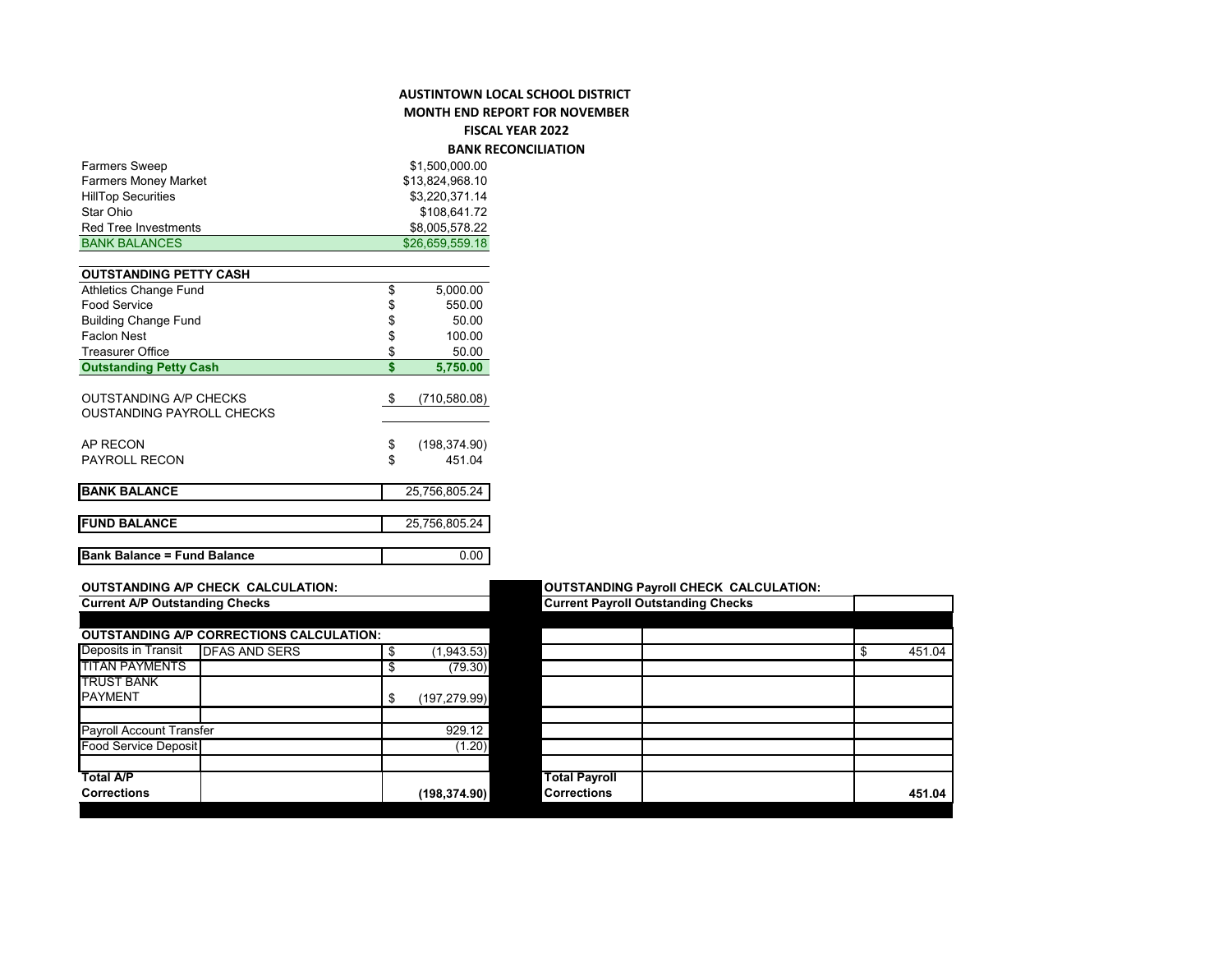# AUSTINTOWN LOCAL SCHOOL DISTRICT
## MONTH END REPORT FOR NOVEMBER
## FISCAL YEAR 2022
### BANK RECONCILIATION

| | |
|---|---|
| Farmers Sweep | $1,500,000.00 |
| Farmers Money Market | $13,824,968.10 |
| HillTop Securities | $3,220,371.14 |
| Star Ohio | $108,641.72 |
| Red Tree Investments | $8,005,578.22 |
| BANK BALANCES | $26,659,559.18 |

| OUTSTANDING PETTY CASH | |
|---|---|
| Athletics Change Fund | $ 5,000.00 |
| Food Service | $ 550.00 |
| Building Change Fund | $ 50.00 |
| Faclon Nest | $ 100.00 |
| Treasurer Office | $ 50.00 |
| **Outstanding Petty Cash** | **$ 5,750.00** |

| | |
|---|---|
| OUTSTANDING A/P CHECKS | $ (710,580.08) |
| OUSTANDING PAYROLL CHECKS | |
| AP RECON | $ (198,374.90) |
| PAYROLL RECON | $ 451.04 |

| | |
|---|---|
| **BANK BALANCE** | 25,756,805.24 |
| **FUND BALANCE** | 25,756,805.24 |
| **Bank Balance = Fund Balance** | 0.00 |

**OUTSTANDING A/P CHECK CALCULATION:**

| **Current A/P Outstanding Checks** | | |
|---|---|---|
| **OUTSTANDING A/P CORRECTIONS CALCULATION:** | | |
| Deposits in Transit | DFAS AND SERS | $ (1,943.53) |
| TITAN PAYMENTS | | $ (79.30) |
| TRUST BANK PAYMENT | | $ (197,279.99) |
| | | |
| Payroll Account Transfer | | 929.12 |
| Food Service Deposit | | (1.20) |
| | | |
| **Total A/P Corrections** | | **(198,374.90)** |

**OUTSTANDING Payroll CHECK CALCULATION:**

| **Current Payroll Outstanding Checks** | | |
|---|---|---|
| | | |
| | | $ 451.04 |
| | | |
| | | |
| | | |
| | | |
| **Total Payroll Corrections** | | **451.04** |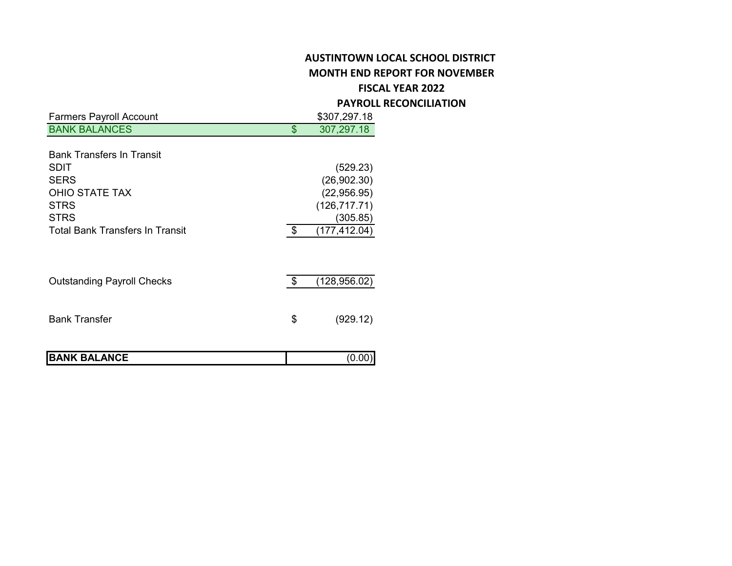**AUSTINTOWN LOCAL SCHOOL DISTRICT**

**MONTH END REPORT FOR NOVEMBER**

**FISCAL YEAR 2022**

**PAYROLL RECONCILIATION**

| | | |
|---|---|---|
| Farmers Payroll Account | | $307,297.18 |
| BANK BALANCES | $ | 307,297.18 |
| | | |
| Bank Transfers In Transit | | |
| SDIT | | (529.23) |
| SERS | | (26,902.30) |
| OHIO STATE TAX | | (22,956.95) |
| STRS | | (126,717.71) |
| STRS | | (305.85) |
| Total Bank Transfers In Transit | $ | (177,412.04) |
| | | |
| Outstanding Payroll Checks | $ | (128,956.02) |
| | | |
| Bank Transfer | $ | (929.12) |
| | | |
| **BANK BALANCE** | | (0.00) |